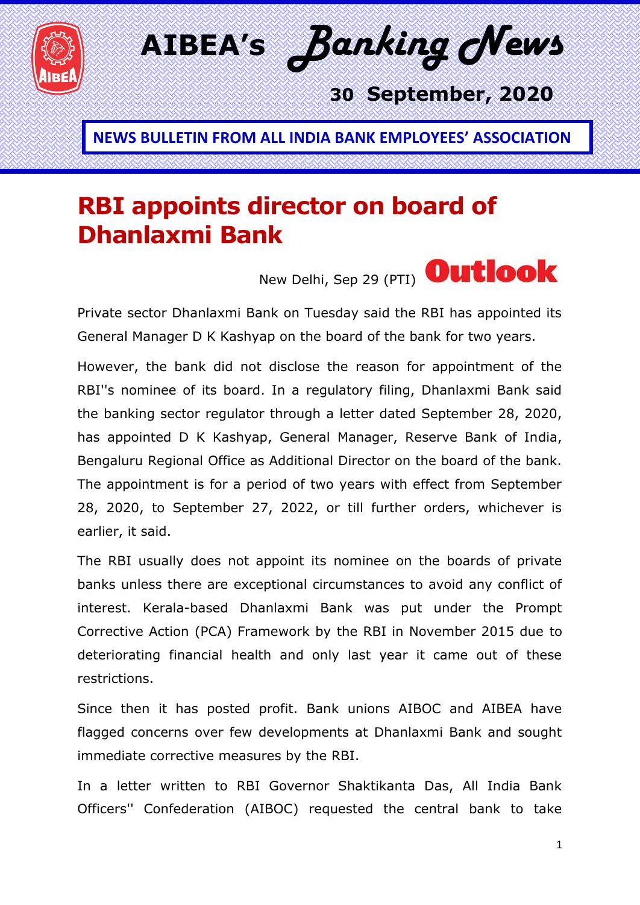# AIBEA's Banking News

**30 September, 2020**

**NEWS BULLETIN FROM ALL INDIA BANK EMPLOYEES' ASSOCIATION**

## RBI appoints director on board of Dhanlaxmi Bank

New Delhi, Sep 29 (PTI) **Outlook**

Private sector Dhanlaxmi Bank on Tuesday said the RBI has appointed its General Manager D K Kashyap on the board of the bank for two years.

However, the bank did not disclose the reason for appointment of the RBI''s nominee of its board. In a regulatory filing, Dhanlaxmi Bank said the banking sector regulator through a letter dated September 28, 2020, has appointed D K Kashyap, General Manager, Reserve Bank of India, Bengaluru Regional Office as Additional Director on the board of the bank. The appointment is for a period of two years with effect from September 28, 2020, to September 27, 2022, or till further orders, whichever is earlier, it said.

The RBI usually does not appoint its nominee on the boards of private banks unless there are exceptional circumstances to avoid any conflict of interest. Kerala-based Dhanlaxmi Bank was put under the Prompt Corrective Action (PCA) Framework by the RBI in November 2015 due to deteriorating financial health and only last year it came out of these restrictions.

Since then it has posted profit. Bank unions AIBOC and AIBEA have flagged concerns over few developments at Dhanlaxmi Bank and sought immediate corrective measures by the RBI.

In a letter written to RBI Governor Shaktikanta Das, All India Bank Officers'' Confederation (AIBOC) requested the central bank to take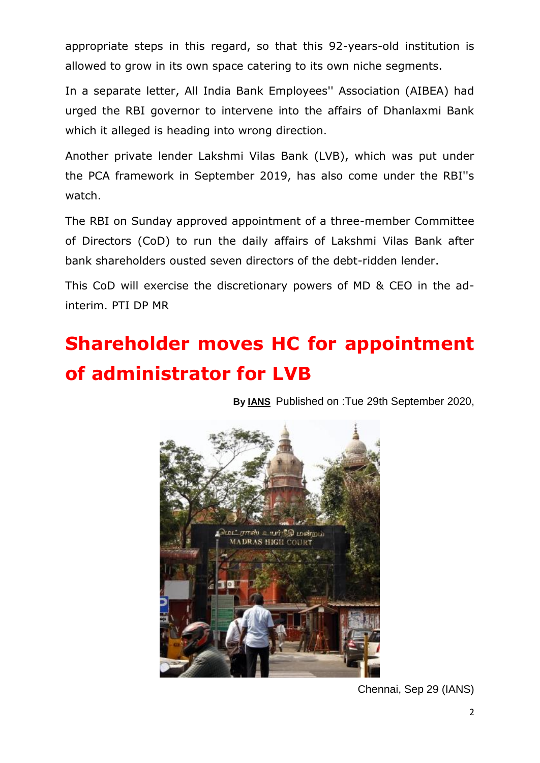appropriate steps in this regard, so that this 92-years-old institution is allowed to grow in its own space catering to its own niche segments.

In a separate letter, All India Bank Employees'' Association (AIBEA) had urged the RBI governor to intervene into the affairs of Dhanlaxmi Bank which it alleged is heading into wrong direction.

Another private lender Lakshmi Vilas Bank (LVB), which was put under the PCA framework in September 2019, has also come under the RBI''s watch.

The RBI on Sunday approved appointment of a three-member Committee of Directors (CoD) to run the daily affairs of Lakshmi Vilas Bank after bank shareholders ousted seven directors of the debt-ridden lender.

This CoD will exercise the discretionary powers of MD & CEO in the ad-interim. PTI DP MR

# Shareholder moves HC for appointment of administrator for LVB

**By IANS** Published on :Tue 29th September 2020,

Chennai, Sep 29 (IANS)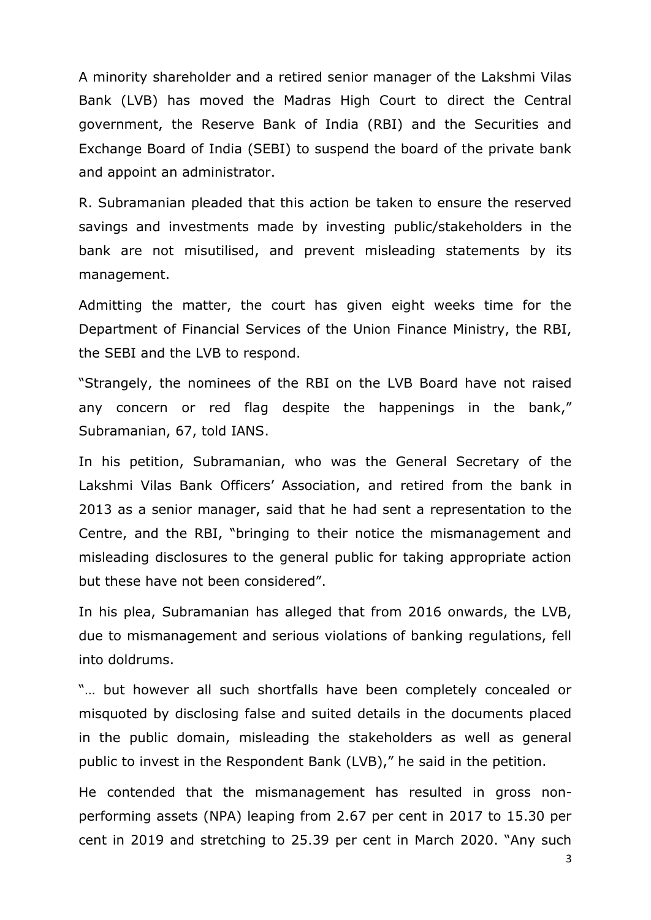A minority shareholder and a retired senior manager of the Lakshmi Vilas Bank (LVB) has moved the Madras High Court to direct the Central government, the Reserve Bank of India (RBI) and the Securities and Exchange Board of India (SEBI) to suspend the board of the private bank and appoint an administrator.

R. Subramanian pleaded that this action be taken to ensure the reserved savings and investments made by investing public/stakeholders in the bank are not misutilised, and prevent misleading statements by its management.

Admitting the matter, the court has given eight weeks time for the Department of Financial Services of the Union Finance Ministry, the RBI, the SEBI and the LVB to respond.

"Strangely, the nominees of the RBI on the LVB Board have not raised any concern or red flag despite the happenings in the bank," Subramanian, 67, told IANS.

In his petition, Subramanian, who was the General Secretary of the Lakshmi Vilas Bank Officers' Association, and retired from the bank in 2013 as a senior manager, said that he had sent a representation to the Centre, and the RBI, "bringing to their notice the mismanagement and misleading disclosures to the general public for taking appropriate action but these have not been considered".

In his plea, Subramanian has alleged that from 2016 onwards, the LVB, due to mismanagement and serious violations of banking regulations, fell into doldrums.

"… but however all such shortfalls have been completely concealed or misquoted by disclosing false and suited details in the documents placed in the public domain, misleading the stakeholders as well as general public to invest in the Respondent Bank (LVB)," he said in the petition.

He contended that the mismanagement has resulted in gross non-performing assets (NPA) leaping from 2.67 per cent in 2017 to 15.30 per cent in 2019 and stretching to 25.39 per cent in March 2020. "Any such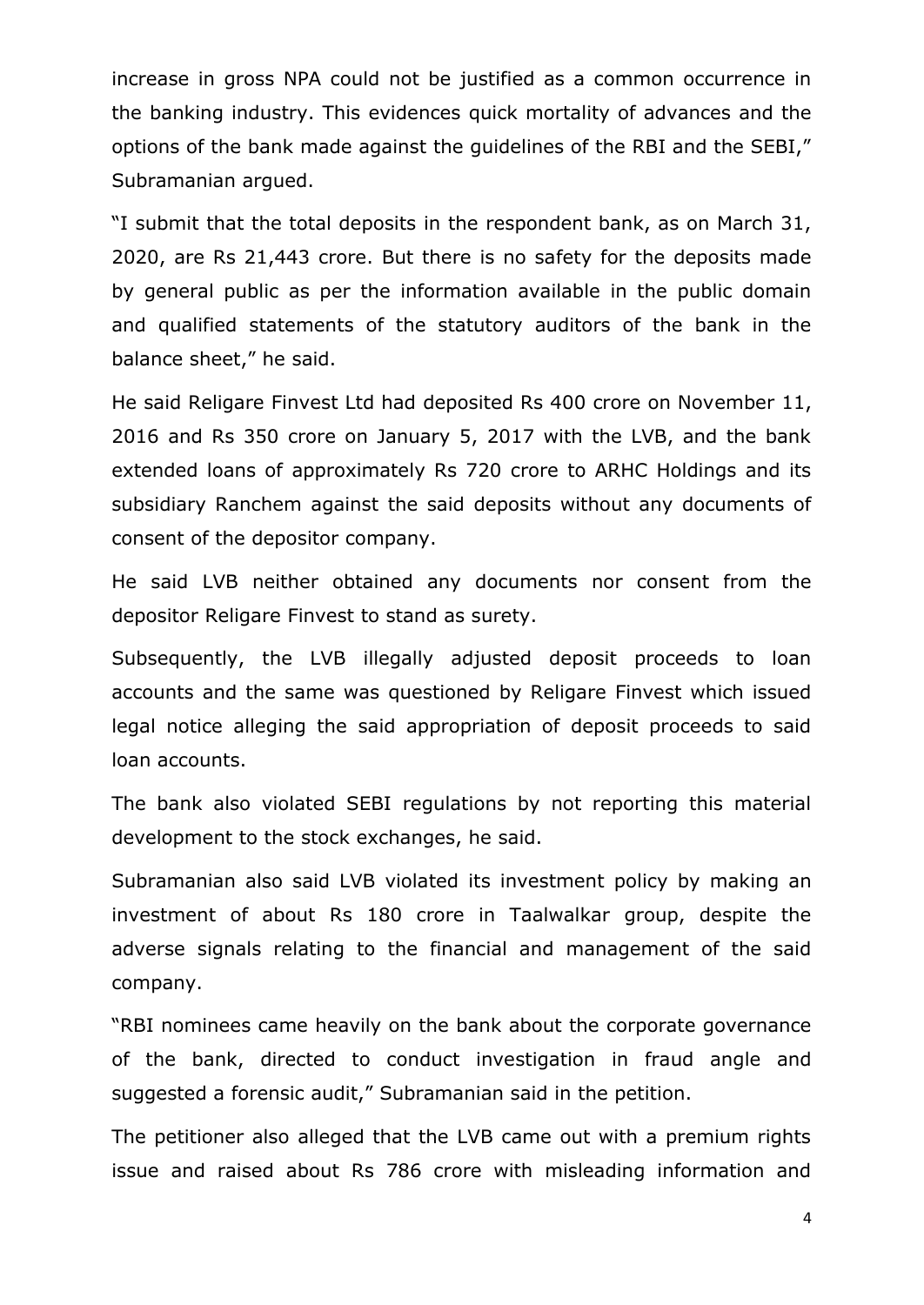increase in gross NPA could not be justified as a common occurrence in the banking industry. This evidences quick mortality of advances and the options of the bank made against the guidelines of the RBI and the SEBI," Subramanian argued.

"I submit that the total deposits in the respondent bank, as on March 31, 2020, are Rs 21,443 crore. But there is no safety for the deposits made by general public as per the information available in the public domain and qualified statements of the statutory auditors of the bank in the balance sheet," he said.

He said Religare Finvest Ltd had deposited Rs 400 crore on November 11, 2016 and Rs 350 crore on January 5, 2017 with the LVB, and the bank extended loans of approximately Rs 720 crore to ARHC Holdings and its subsidiary Ranchem against the said deposits without any documents of consent of the depositor company.

He said LVB neither obtained any documents nor consent from the depositor Religare Finvest to stand as surety.

Subsequently, the LVB illegally adjusted deposit proceeds to loan accounts and the same was questioned by Religare Finvest which issued legal notice alleging the said appropriation of deposit proceeds to said loan accounts.

The bank also violated SEBI regulations by not reporting this material development to the stock exchanges, he said.

Subramanian also said LVB violated its investment policy by making an investment of about Rs 180 crore in Taalwalkar group, despite the adverse signals relating to the financial and management of the said company.

"RBI nominees came heavily on the bank about the corporate governance of the bank, directed to conduct investigation in fraud angle and suggested a forensic audit," Subramanian said in the petition.

The petitioner also alleged that the LVB came out with a premium rights issue and raised about Rs 786 crore with misleading information and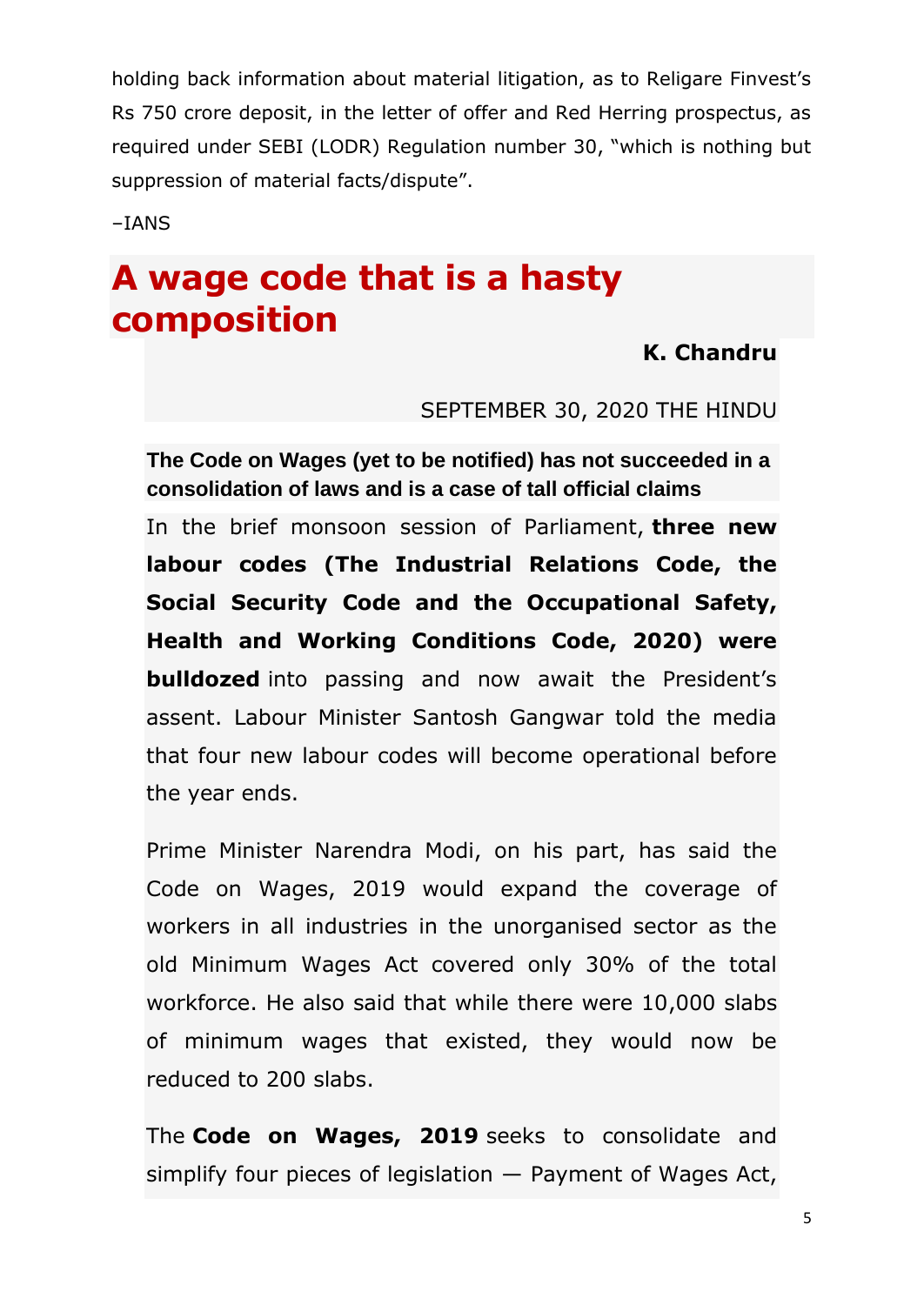holding back information about material litigation, as to Religare Finvest's Rs 750 crore deposit, in the letter of offer and Red Herring prospectus, as required under SEBI (LODR) Regulation number 30, "which is nothing but suppression of material facts/dispute".

–IANS

# A wage code that is a hasty composition

**K. Chandru**

SEPTEMBER 30, 2020 THE HINDU

**The Code on Wages (yet to be notified) has not succeeded in a consolidation of laws and is a case of tall official claims**

In the brief monsoon session of Parliament, **three new labour codes (The Industrial Relations Code, the Social Security Code and the Occupational Safety, Health and Working Conditions Code, 2020) were bulldozed** into passing and now await the President's assent. Labour Minister Santosh Gangwar told the media that four new labour codes will become operational before the year ends.

Prime Minister Narendra Modi, on his part, has said the Code on Wages, 2019 would expand the coverage of workers in all industries in the unorganised sector as the old Minimum Wages Act covered only 30% of the total workforce. He also said that while there were 10,000 slabs of minimum wages that existed, they would now be reduced to 200 slabs.

The **Code on Wages, 2019** seeks to consolidate and simplify four pieces of legislation — Payment of Wages Act,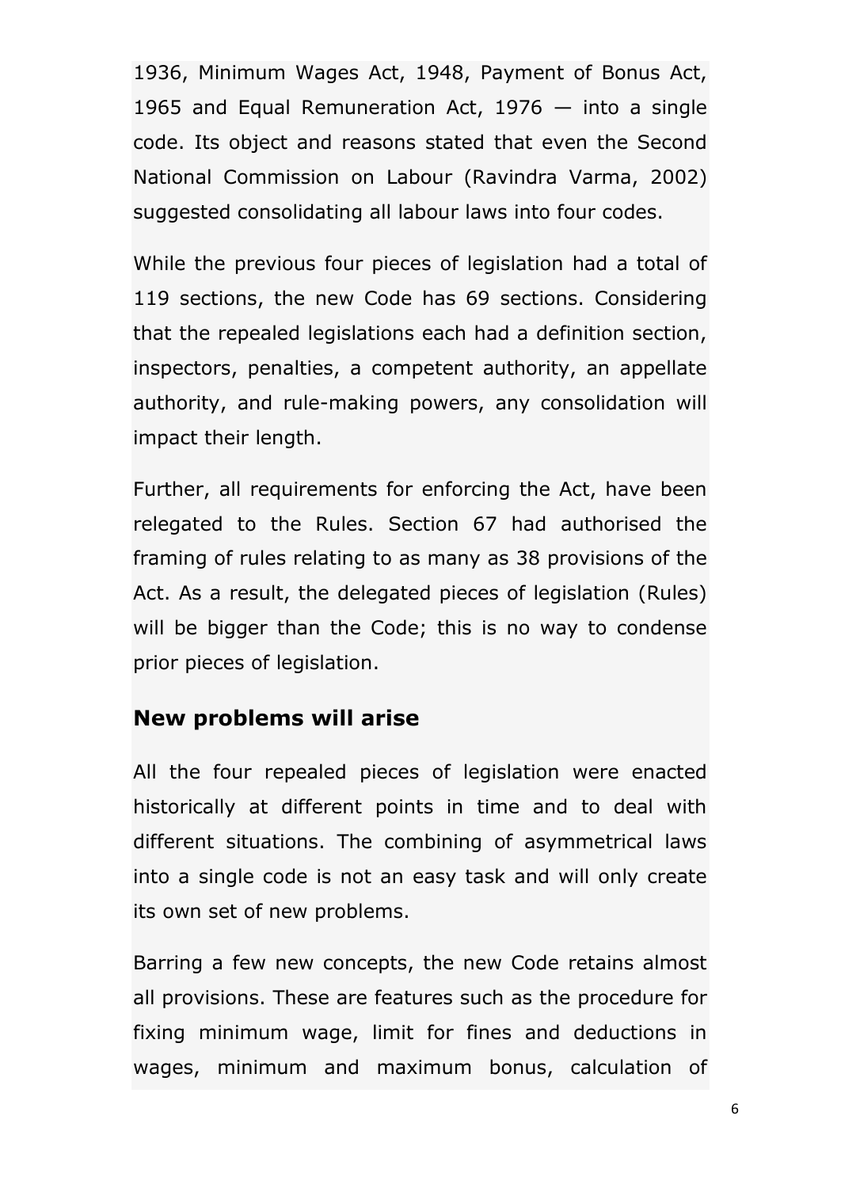1936, Minimum Wages Act, 1948, Payment of Bonus Act, 1965 and Equal Remuneration Act, 1976 — into a single code. Its object and reasons stated that even the Second National Commission on Labour (Ravindra Varma, 2002) suggested consolidating all labour laws into four codes.

While the previous four pieces of legislation had a total of 119 sections, the new Code has 69 sections. Considering that the repealed legislations each had a definition section, inspectors, penalties, a competent authority, an appellate authority, and rule-making powers, any consolidation will impact their length.

Further, all requirements for enforcing the Act, have been relegated to the Rules. Section 67 had authorised the framing of rules relating to as many as 38 provisions of the Act. As a result, the delegated pieces of legislation (Rules) will be bigger than the Code; this is no way to condense prior pieces of legislation.

## New problems will arise

All the four repealed pieces of legislation were enacted historically at different points in time and to deal with different situations. The combining of asymmetrical laws into a single code is not an easy task and will only create its own set of new problems.

Barring a few new concepts, the new Code retains almost all provisions. These are features such as the procedure for fixing minimum wage, limit for fines and deductions in wages, minimum and maximum bonus, calculation of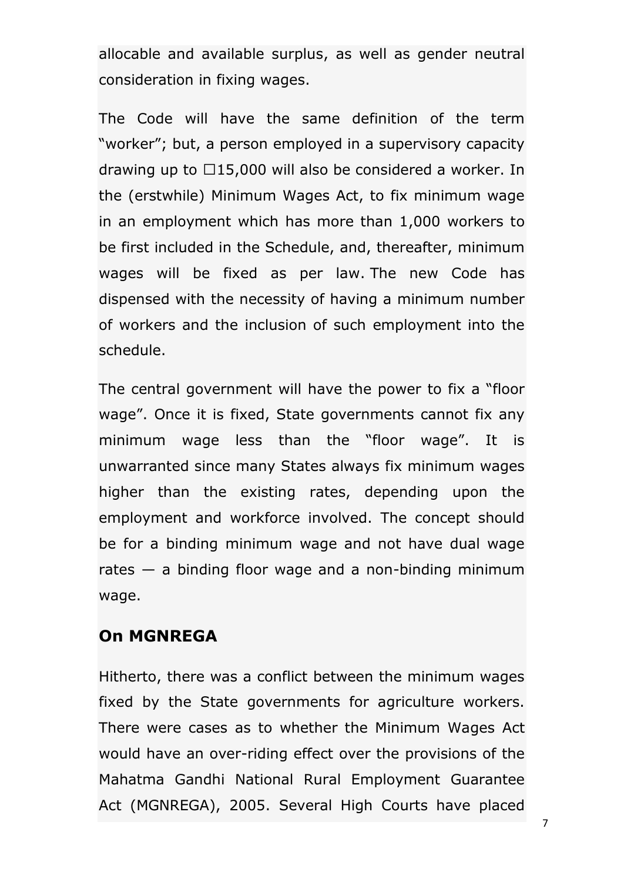allocable and available surplus, as well as gender neutral consideration in fixing wages.

The Code will have the same definition of the term "worker"; but, a person employed in a supervisory capacity drawing up to ☐15,000 will also be considered a worker. In the (erstwhile) Minimum Wages Act, to fix minimum wage in an employment which has more than 1,000 workers to be first included in the Schedule, and, thereafter, minimum wages will be fixed as per law. The new Code has dispensed with the necessity of having a minimum number of workers and the inclusion of such employment into the schedule.

The central government will have the power to fix a "floor wage". Once it is fixed, State governments cannot fix any minimum wage less than the "floor wage". It is unwarranted since many States always fix minimum wages higher than the existing rates, depending upon the employment and workforce involved. The concept should be for a binding minimum wage and not have dual wage rates — a binding floor wage and a non-binding minimum wage.

## On MGNREGA

Hitherto, there was a conflict between the minimum wages fixed by the State governments for agriculture workers. There were cases as to whether the Minimum Wages Act would have an over-riding effect over the provisions of the Mahatma Gandhi National Rural Employment Guarantee Act (MGNREGA), 2005. Several High Courts have placed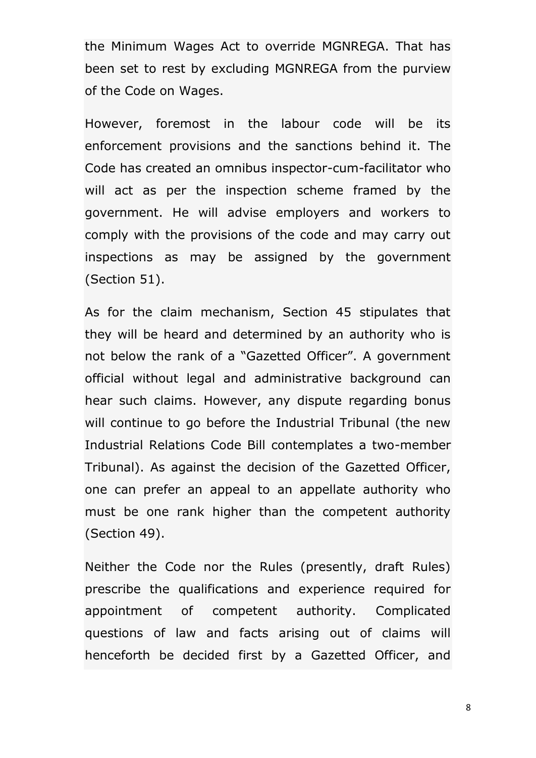the Minimum Wages Act to override MGNREGA. That has been set to rest by excluding MGNREGA from the purview of the Code on Wages.

However, foremost in the labour code will be its enforcement provisions and the sanctions behind it. The Code has created an omnibus inspector-cum-facilitator who will act as per the inspection scheme framed by the government. He will advise employers and workers to comply with the provisions of the code and may carry out inspections as may be assigned by the government (Section 51).

As for the claim mechanism, Section 45 stipulates that they will be heard and determined by an authority who is not below the rank of a "Gazetted Officer". A government official without legal and administrative background can hear such claims. However, any dispute regarding bonus will continue to go before the Industrial Tribunal (the new Industrial Relations Code Bill contemplates a two-member Tribunal). As against the decision of the Gazetted Officer, one can prefer an appeal to an appellate authority who must be one rank higher than the competent authority (Section 49).

Neither the Code nor the Rules (presently, draft Rules) prescribe the qualifications and experience required for appointment of competent authority. Complicated questions of law and facts arising out of claims will henceforth be decided first by a Gazetted Officer, and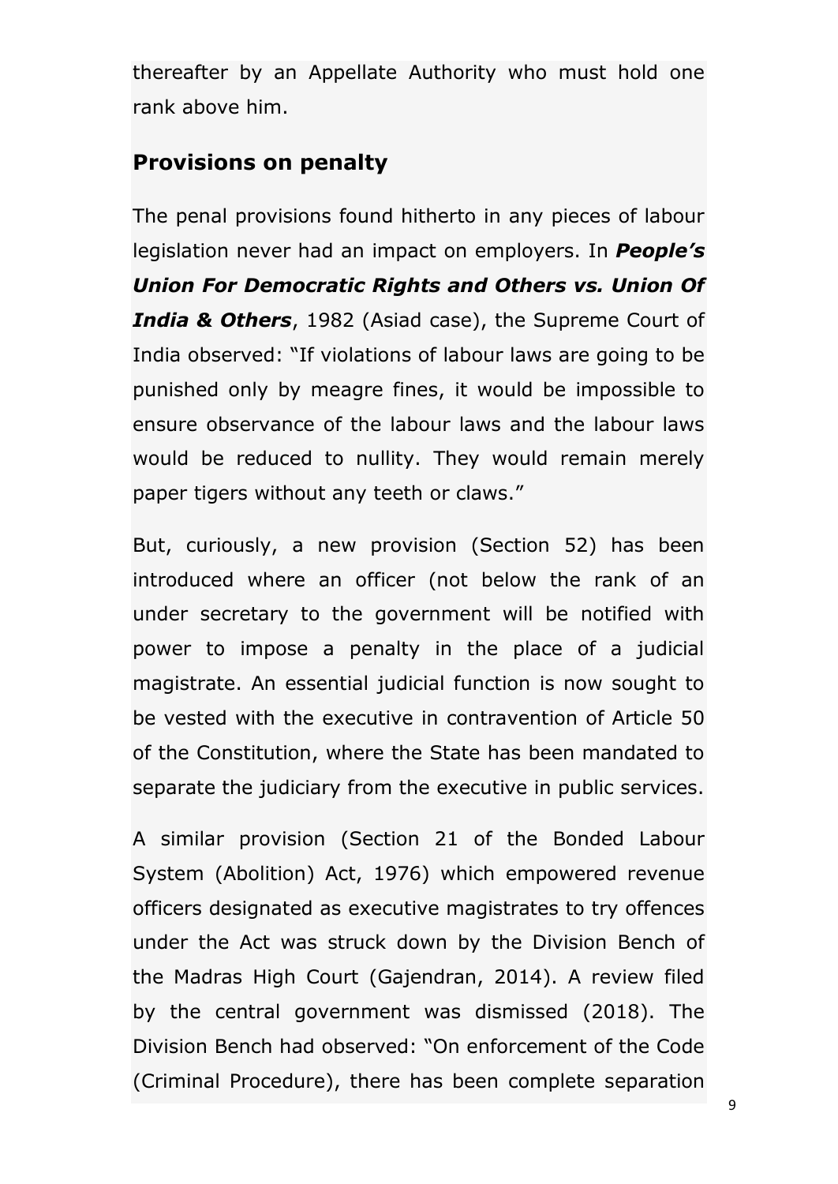thereafter by an Appellate Authority who must hold one rank above him.

## Provisions on penalty

The penal provisions found hitherto in any pieces of labour legislation never had an impact on employers. In ***People's Union For Democratic Rights and Others vs. Union Of India & Others***, 1982 (Asiad case), the Supreme Court of India observed: "If violations of labour laws are going to be punished only by meagre fines, it would be impossible to ensure observance of the labour laws and the labour laws would be reduced to nullity. They would remain merely paper tigers without any teeth or claws."

But, curiously, a new provision (Section 52) has been introduced where an officer (not below the rank of an under secretary to the government will be notified with power to impose a penalty in the place of a judicial magistrate. An essential judicial function is now sought to be vested with the executive in contravention of Article 50 of the Constitution, where the State has been mandated to separate the judiciary from the executive in public services.

A similar provision (Section 21 of the Bonded Labour System (Abolition) Act, 1976) which empowered revenue officers designated as executive magistrates to try offences under the Act was struck down by the Division Bench of the Madras High Court (Gajendran, 2014). A review filed by the central government was dismissed (2018). The Division Bench had observed: "On enforcement of the Code (Criminal Procedure), there has been complete separation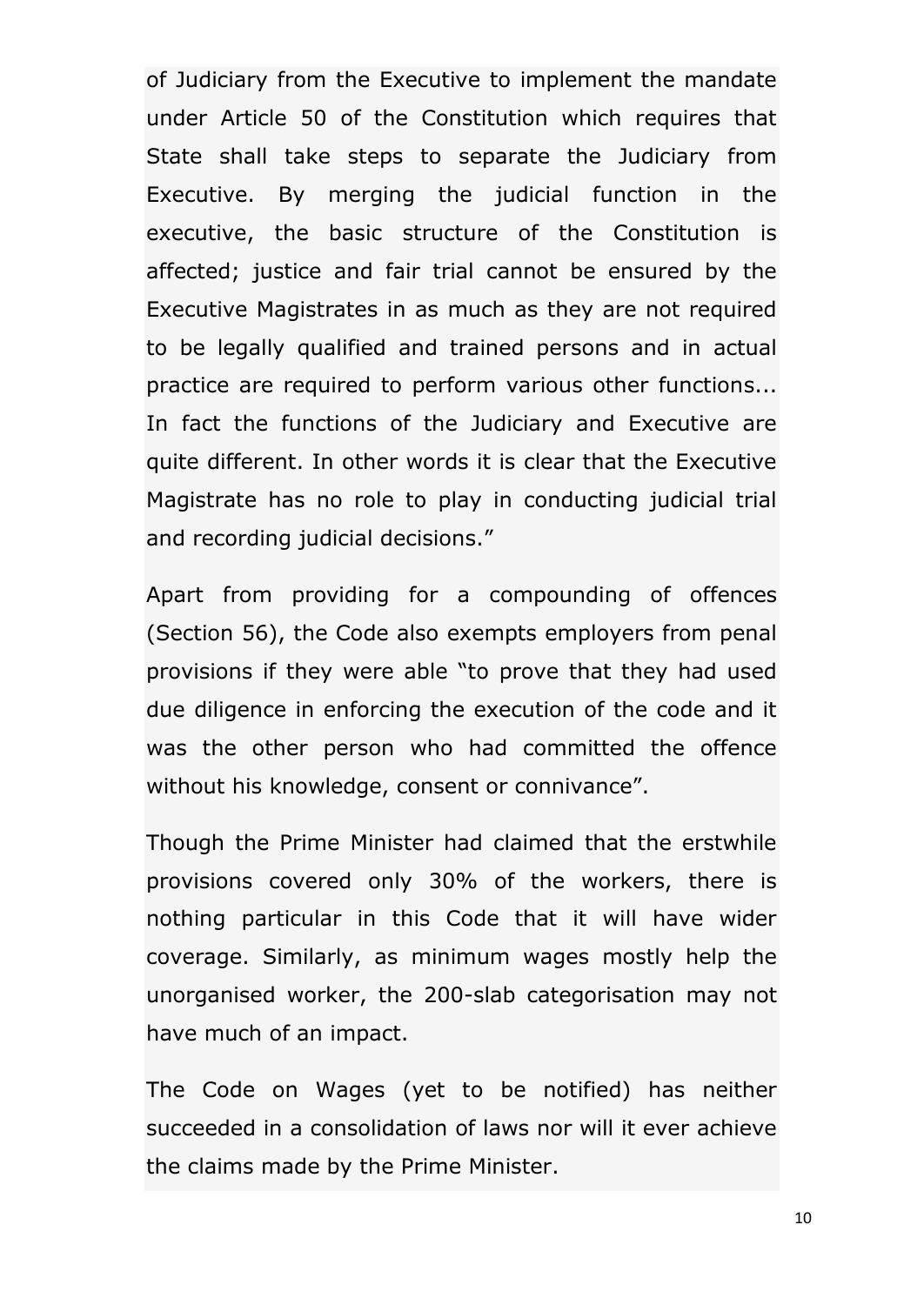of Judiciary from the Executive to implement the mandate under Article 50 of the Constitution which requires that State shall take steps to separate the Judiciary from Executive. By merging the judicial function in the executive, the basic structure of the Constitution is affected; justice and fair trial cannot be ensured by the Executive Magistrates in as much as they are not required to be legally qualified and trained persons and in actual practice are required to perform various other functions... In fact the functions of the Judiciary and Executive are quite different. In other words it is clear that the Executive Magistrate has no role to play in conducting judicial trial and recording judicial decisions."

Apart from providing for a compounding of offences (Section 56), the Code also exempts employers from penal provisions if they were able "to prove that they had used due diligence in enforcing the execution of the code and it was the other person who had committed the offence without his knowledge, consent or connivance".

Though the Prime Minister had claimed that the erstwhile provisions covered only 30% of the workers, there is nothing particular in this Code that it will have wider coverage. Similarly, as minimum wages mostly help the unorganised worker, the 200-slab categorisation may not have much of an impact.

The Code on Wages (yet to be notified) has neither succeeded in a consolidation of laws nor will it ever achieve the claims made by the Prime Minister.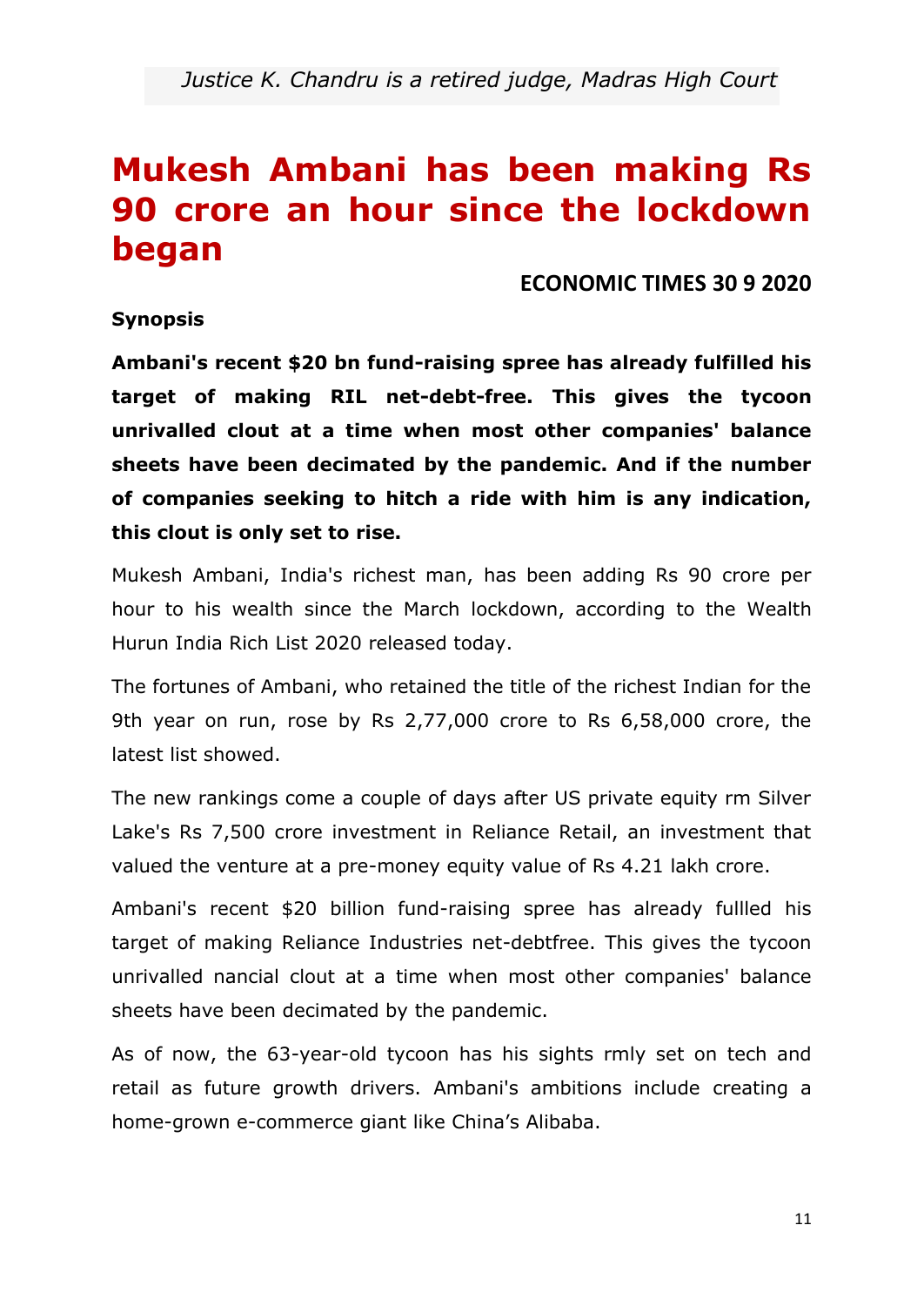*Justice K. Chandru is a retired judge, Madras High Court*

# Mukesh Ambani has been making Rs 90 crore an hour since the lockdown began

**ECONOMIC TIMES 30 9 2020**

**Synopsis**

**Ambani's recent $20 bn fund-raising spree has already fulfilled his target of making RIL net-debt-free. This gives the tycoon unrivalled clout at a time when most other companies' balance sheets have been decimated by the pandemic. And if the number of companies seeking to hitch a ride with him is any indication, this clout is only set to rise.**

Mukesh Ambani, India's richest man, has been adding Rs 90 crore per hour to his wealth since the March lockdown, according to the Wealth Hurun India Rich List 2020 released today.

The fortunes of Ambani, who retained the title of the richest Indian for the 9th year on run, rose by Rs 2,77,000 crore to Rs 6,58,000 crore, the latest list showed.

The new rankings come a couple of days after US private equity rm Silver Lake's Rs 7,500 crore investment in Reliance Retail, an investment that valued the venture at a pre-money equity value of Rs 4.21 lakh crore.

Ambani's recent $20 billion fund-raising spree has already fullled his target of making Reliance Industries net-debtfree. This gives the tycoon unrivalled nancial clout at a time when most other companies' balance sheets have been decimated by the pandemic.

As of now, the 63-year-old tycoon has his sights rmly set on tech and retail as future growth drivers. Ambani's ambitions include creating a home-grown e-commerce giant like China's Alibaba.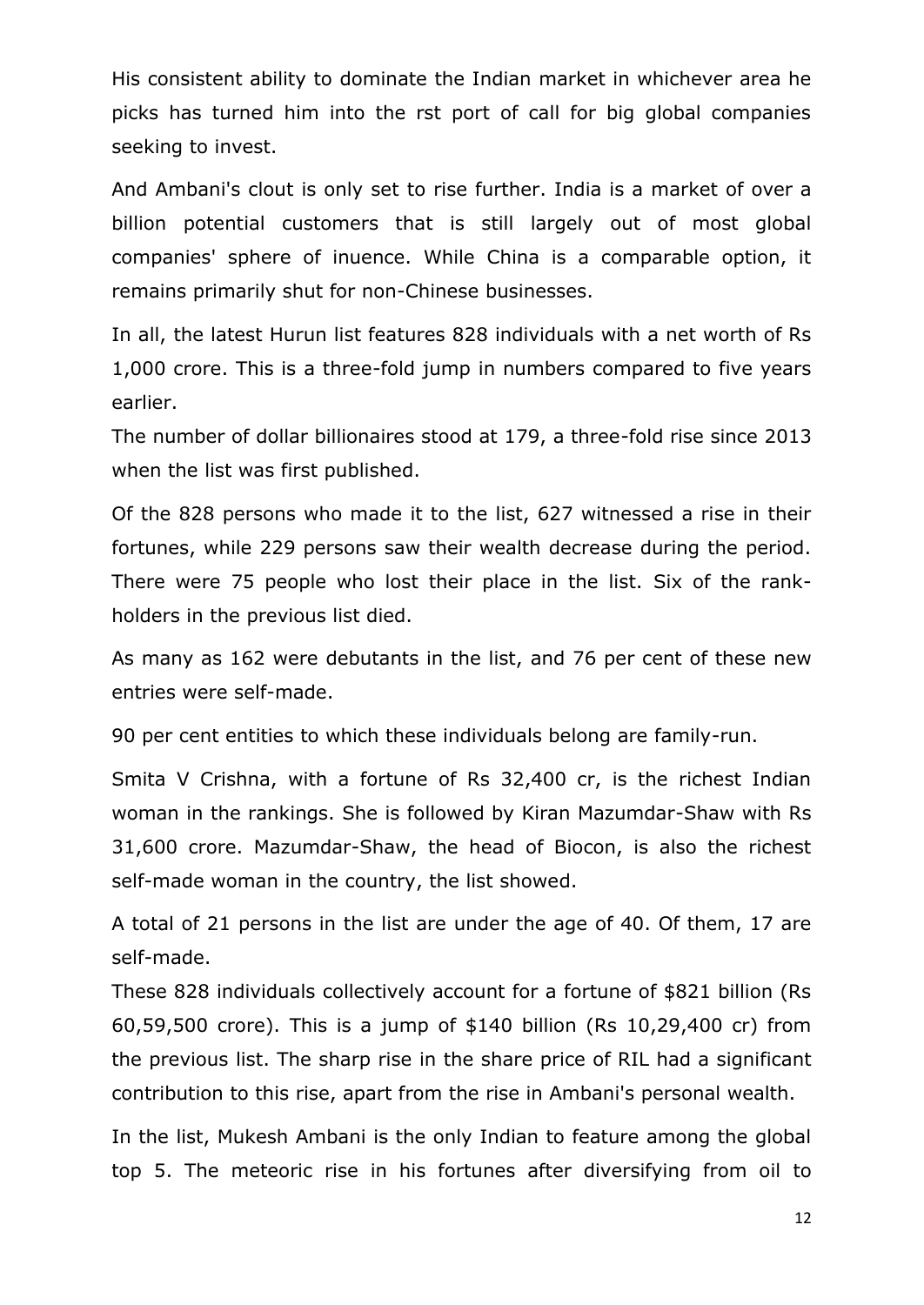His consistent ability to dominate the Indian market in whichever area he picks has turned him into the rst port of call for big global companies seeking to invest.

And Ambani's clout is only set to rise further. India is a market of over a billion potential customers that is still largely out of most global companies' sphere of inuence. While China is a comparable option, it remains primarily shut for non-Chinese businesses.

In all, the latest Hurun list features 828 individuals with a net worth of Rs 1,000 crore. This is a three-fold jump in numbers compared to five years earlier.

The number of dollar billionaires stood at 179, a three-fold rise since 2013 when the list was first published.

Of the 828 persons who made it to the list, 627 witnessed a rise in their fortunes, while 229 persons saw their wealth decrease during the period. There were 75 people who lost their place in the list. Six of the rank-holders in the previous list died.

As many as 162 were debutants in the list, and 76 per cent of these new entries were self-made.

90 per cent entities to which these individuals belong are family-run.

Smita V Crishna, with a fortune of Rs 32,400 cr, is the richest Indian woman in the rankings. She is followed by Kiran Mazumdar-Shaw with Rs 31,600 crore. Mazumdar-Shaw, the head of Biocon, is also the richest self-made woman in the country, the list showed.

A total of 21 persons in the list are under the age of 40. Of them, 17 are self-made.

These 828 individuals collectively account for a fortune of $821 billion (Rs 60,59,500 crore). This is a jump of $140 billion (Rs 10,29,400 cr) from the previous list. The sharp rise in the share price of RIL had a significant contribution to this rise, apart from the rise in Ambani's personal wealth.

In the list, Mukesh Ambani is the only Indian to feature among the global top 5. The meteoric rise in his fortunes after diversifying from oil to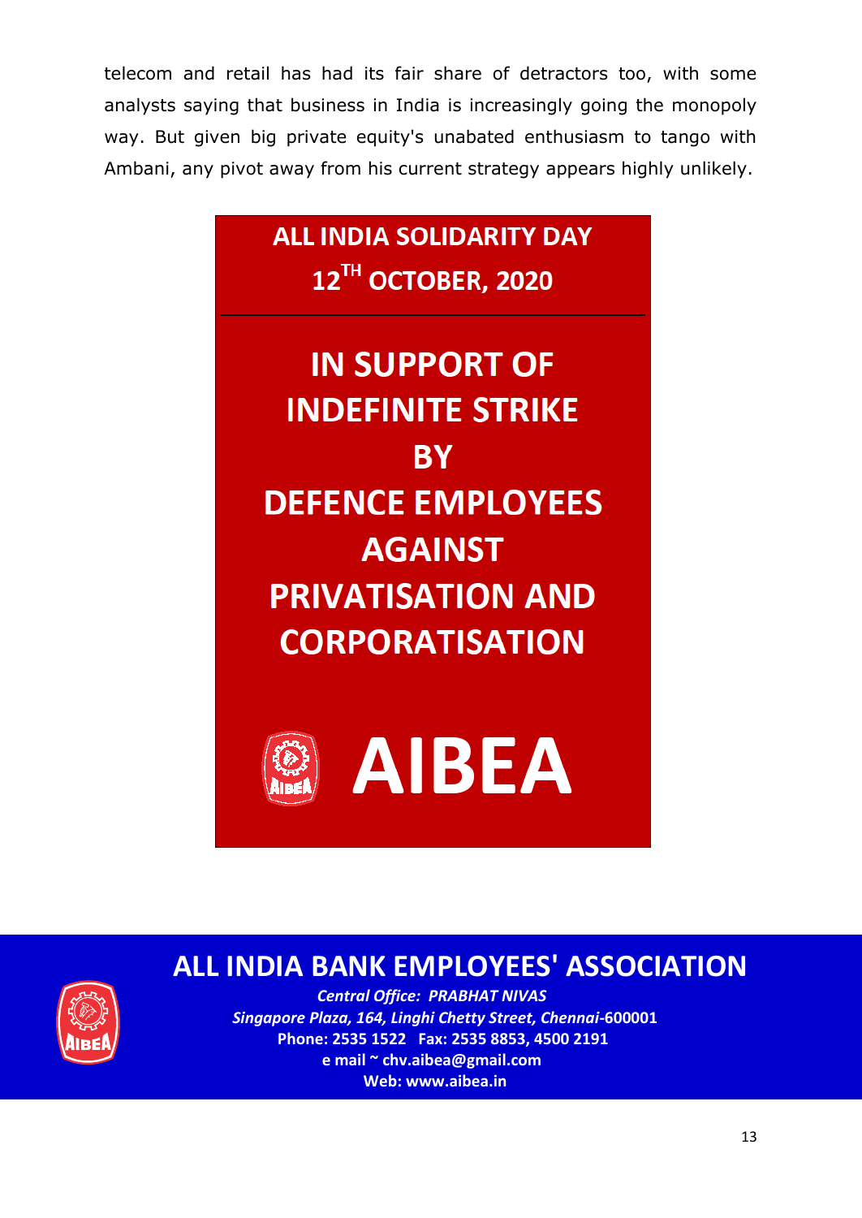telecom and retail has had its fair share of detractors too, with some analysts saying that business in India is increasingly going the monopoly way. But given big private equity's unabated enthusiasm to tango with Ambani, any pivot away from his current strategy appears highly unlikely.

**ALL INDIA SOLIDARITY DAY**

**12TH OCTOBER, 2020**

**IN SUPPORT OF INDEFINITE STRIKE BY DEFENCE EMPLOYEES AGAINST PRIVATISATION AND CORPORATISATION**

**AIBEA**

## ALL INDIA BANK EMPLOYEES' ASSOCIATION

*Central Office: PRABHAT NIVAS*
*Singapore Plaza, 164, Linghi Chetty Street, Chennai*-600001
**Phone: 2535 1522 Fax: 2535 8853, 4500 2191**
**e mail ~ chv.aibea@gmail.com**
**Web: www.aibea.in**